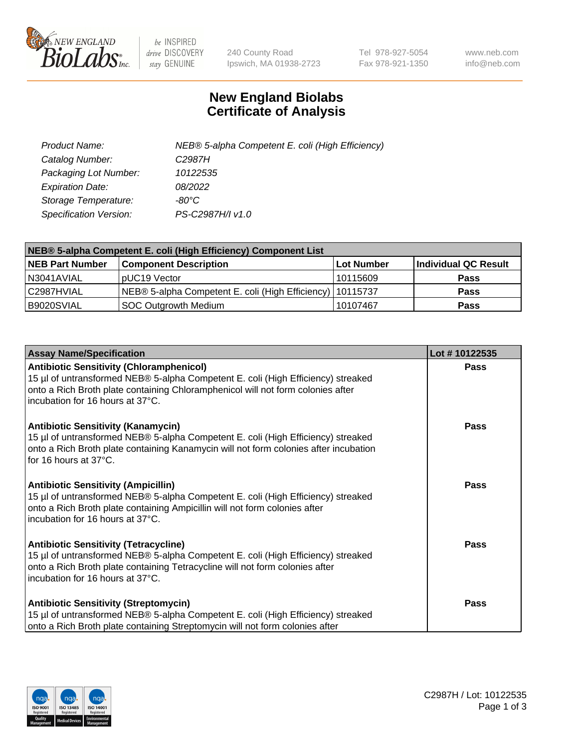# New England Biolabs Certificate of Analysis

| | |
|---|---|
| *Product Name:* | *NEB® 5-alpha Competent E. coli (High Efficiency)* |
| *Catalog Number:* | *C2987H* |
| *Packaging Lot Number:* | *10122535* |
| *Expiration Date:* | *08/2022* |
| *Storage Temperature:* | *-80°C* |
| *Specification Version:* | *PS-C2987H/I v1.0* |

**NEB® 5-alpha Competent E. coli (High Efficiency) Component List**

| NEB Part Number | Component Description | Lot Number | Individual QC Result |
|---|---|---|---|
| N3041AVIAL | pUC19 Vector | 10115609 | **Pass** |
| C2987HVIAL | NEB® 5-alpha Competent E. coli (High Efficiency) | 10115737 | **Pass** |
| B9020SVIAL | SOC Outgrowth Medium | 10107467 | **Pass** |

| Assay Name/Specification | Lot # 10122535 |
|---|---|
| **Antibiotic Sensitivity (Chloramphenicol)**<br>15 µl of untransformed NEB® 5-alpha Competent E. coli (High Efficiency) streaked onto a Rich Broth plate containing Chloramphenicol will not form colonies after incubation for 16 hours at 37°C. | **Pass** |
| **Antibiotic Sensitivity (Kanamycin)**<br>15 µl of untransformed NEB® 5-alpha Competent E. coli (High Efficiency) streaked onto a Rich Broth plate containing Kanamycin will not form colonies after incubation for 16 hours at 37°C. | **Pass** |
| **Antibiotic Sensitivity (Ampicillin)**<br>15 µl of untransformed NEB® 5-alpha Competent E. coli (High Efficiency) streaked onto a Rich Broth plate containing Ampicillin will not form colonies after incubation for 16 hours at 37°C. | **Pass** |
| **Antibiotic Sensitivity (Tetracycline)**<br>15 µl of untransformed NEB® 5-alpha Competent E. coli (High Efficiency) streaked onto a Rich Broth plate containing Tetracycline will not form colonies after incubation for 16 hours at 37°C. | **Pass** |
| **Antibiotic Sensitivity (Streptomycin)**<br>15 µl of untransformed NEB® 5-alpha Competent E. coli (High Efficiency) streaked onto a Rich Broth plate containing Streptomycin will not form colonies after | **Pass** |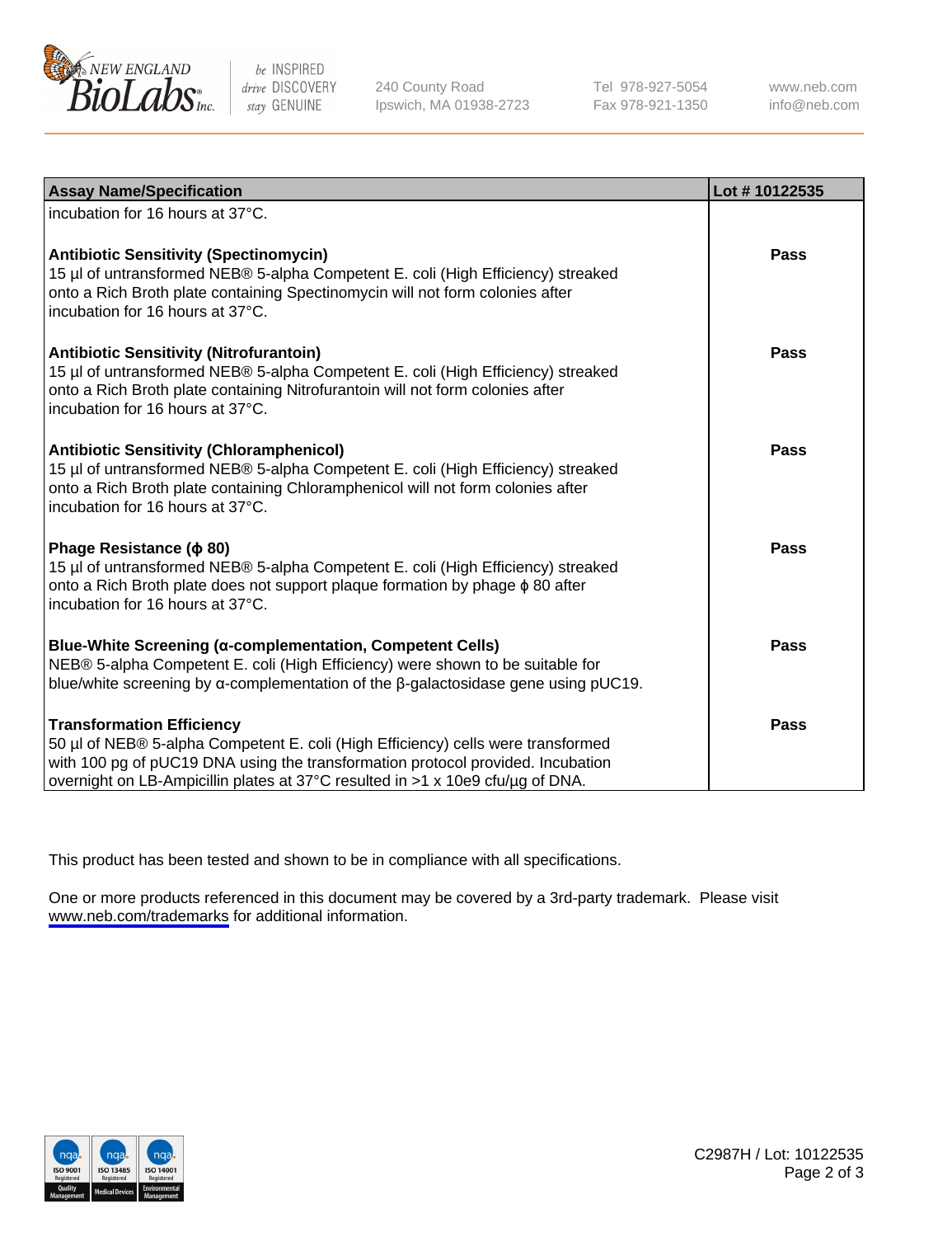| Assay Name/Specification | Lot # 10122535 |
|---|---|
| incubation for 16 hours at 37°C. | |
| **Antibiotic Sensitivity (Spectinomycin)**<br>15 µl of untransformed NEB® 5-alpha Competent E. coli (High Efficiency) streaked onto a Rich Broth plate containing Spectinomycin will not form colonies after incubation for 16 hours at 37°C. | **Pass** |
| **Antibiotic Sensitivity (Nitrofurantoin)**<br>15 µl of untransformed NEB® 5-alpha Competent E. coli (High Efficiency) streaked onto a Rich Broth plate containing Nitrofurantoin will not form colonies after incubation for 16 hours at 37°C. | **Pass** |
| **Antibiotic Sensitivity (Chloramphenicol)**<br>15 µl of untransformed NEB® 5-alpha Competent E. coli (High Efficiency) streaked onto a Rich Broth plate containing Chloramphenicol will not form colonies after incubation for 16 hours at 37°C. | **Pass** |
| **Phage Resistance (ϕ 80)**<br>15 µl of untransformed NEB® 5-alpha Competent E. coli (High Efficiency) streaked onto a Rich Broth plate does not support plaque formation by phage ϕ 80 after incubation for 16 hours at 37°C. | **Pass** |
| **Blue-White Screening (α-complementation, Competent Cells)**<br>NEB® 5-alpha Competent E. coli (High Efficiency) were shown to be suitable for blue/white screening by α-complementation of the β-galactosidase gene using pUC19. | **Pass** |
| **Transformation Efficiency**<br>50 µl of NEB® 5-alpha Competent E. coli (High Efficiency) cells were transformed with 100 pg of pUC19 DNA using the transformation protocol provided. Incubation overnight on LB-Ampicillin plates at 37°C resulted in >1 x 10e9 cfu/µg of DNA. | **Pass** |

This product has been tested and shown to be in compliance with all specifications.

One or more products referenced in this document may be covered by a 3rd-party trademark. Please visit www.neb.com/trademarks for additional information.

C2987H / Lot: 10122535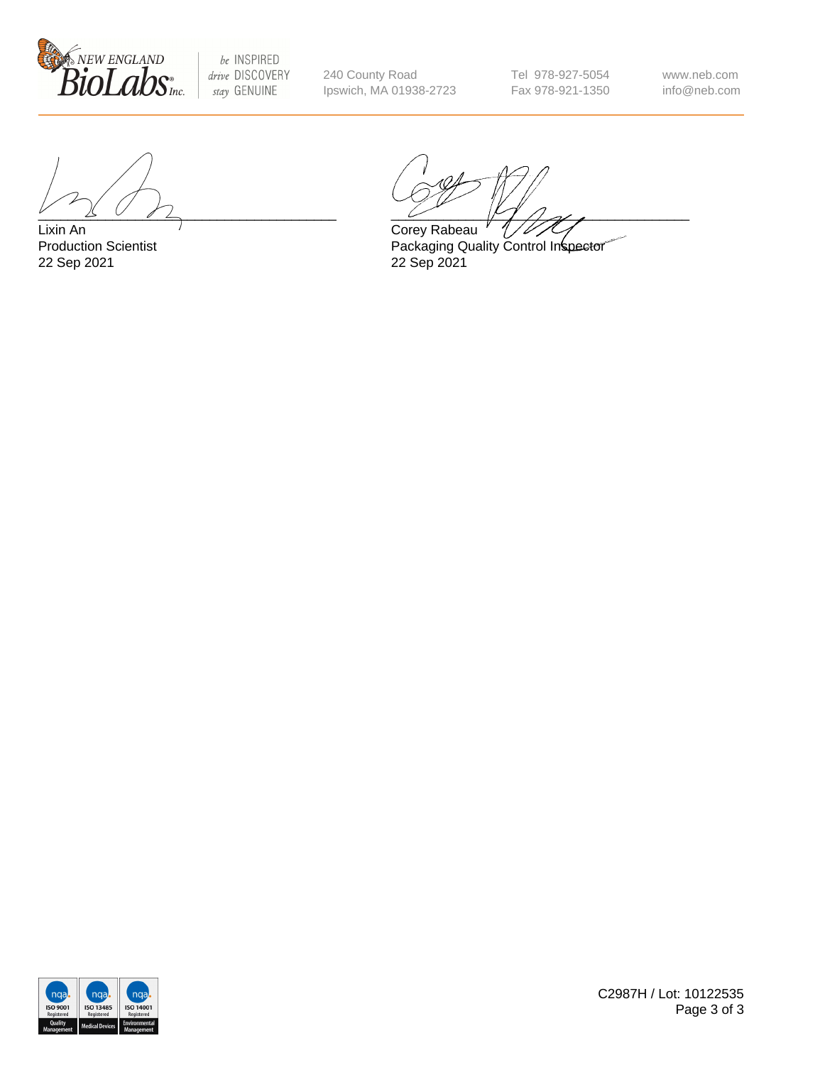240 County Road
Ipswich, MA 01938-2723

Tel 978-927-5054
Fax 978-921-1350

www.neb.com
info@neb.com

Lixin An
Production Scientist
22 Sep 2021

Corey Rabeau
Packaging Quality Control Inspector
22 Sep 2021

C2987H / Lot: 10122535